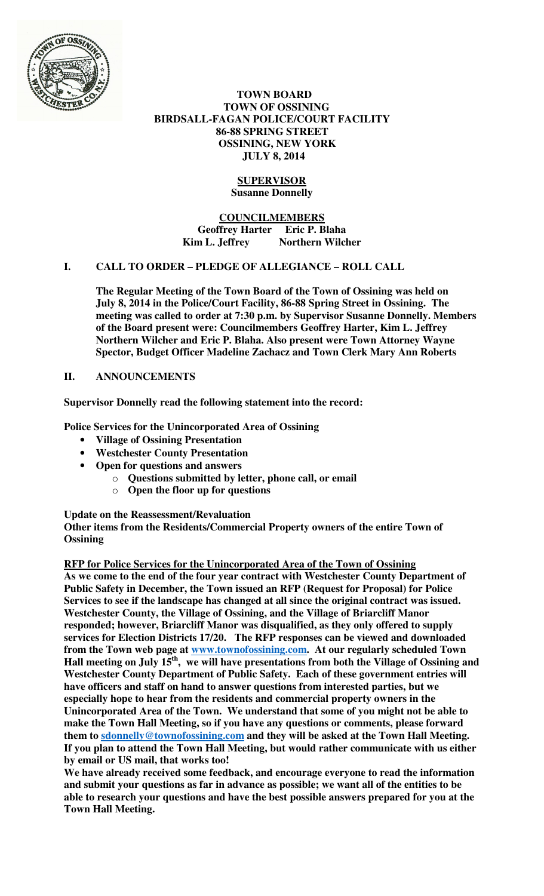# TOWN BOARD
# TOWN OF OSSINING
# BIRDSALL-FAGAN POLICE/COURT FACILITY
# 86-88 SPRING STREET
# OSSINING, NEW YORK
# JULY 8, 2014

## SUPERVISOR
**Susanne Donnelly**

## COUNCILMEMBERS
**Geoffrey Harter Eric P. Blaha**
**Kim L. Jeffrey Northern Wilcher**

## I. CALL TO ORDER – PLEDGE OF ALLEGIANCE – ROLL CALL

**The Regular Meeting of the Town Board of the Town of Ossining was held on July 8, 2014 in the Police/Court Facility, 86-88 Spring Street in Ossining. The meeting was called to order at 7:30 p.m. by Supervisor Susanne Donnelly. Members of the Board present were: Councilmembers Geoffrey Harter, Kim L. Jeffrey Northern Wilcher and Eric P. Blaha. Also present were Town Attorney Wayne Spector, Budget Officer Madeline Zachacz and Town Clerk Mary Ann Roberts**

## II. ANNOUNCEMENTS

**Supervisor Donnelly read the following statement into the record:**

**Police Services for the Unincorporated Area of Ossining**

- **Village of Ossining Presentation**
- **Westchester County Presentation**
- **Open for questions and answers**
  - **Questions submitted by letter, phone call, or email**
  - **Open the floor up for questions**

**Update on the Reassessment/Revaluation**
**Other items from the Residents/Commercial Property owners of the entire Town of Ossining**

**RFP for Police Services for the Unincorporated Area of the Town of Ossining**
**As we come to the end of the four year contract with Westchester County Department of Public Safety in December, the Town issued an RFP (Request for Proposal) for Police Services to see if the landscape has changed at all since the original contract was issued. Westchester County, the Village of Ossining, and the Village of Briarcliff Manor responded; however, Briarcliff Manor was disqualified, as they only offered to supply services for Election Districts 17/20. The RFP responses can be viewed and downloaded from the Town web page at www.townofossining.com. At our regularly scheduled Town Hall meeting on July 15th, we will have presentations from both the Village of Ossining and Westchester County Department of Public Safety. Each of these government entries will have officers and staff on hand to answer questions from interested parties, but we especially hope to hear from the residents and commercial property owners in the Unincorporated Area of the Town. We understand that some of you might not be able to make the Town Hall Meeting, so if you have any questions or comments, please forward them to sdonnelly@townofossining.com and they will be asked at the Town Hall Meeting. If you plan to attend the Town Hall Meeting, but would rather communicate with us either by email or US mail, that works too!**

**We have already received some feedback, and encourage everyone to read the information and submit your questions as far in advance as possible; we want all of the entities to be able to research your questions and have the best possible answers prepared for you at the Town Hall Meeting.**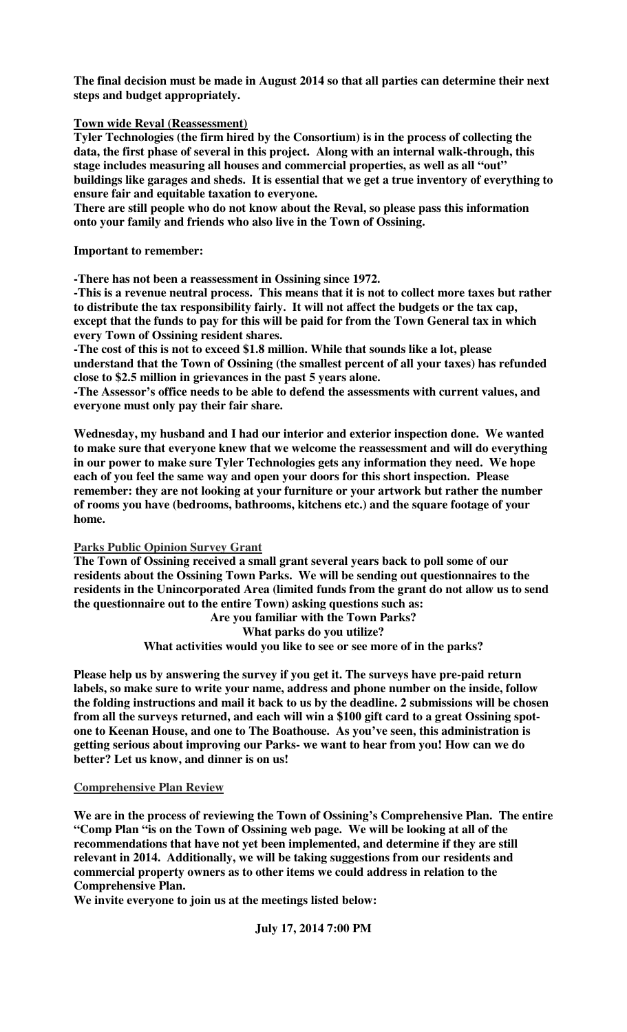**The final decision must be made in August 2014 so that all parties can determine their next steps and budget appropriately.**

**Town wide Reval (Reassessment)**

**Tyler Technologies (the firm hired by the Consortium) is in the process of collecting the data, the first phase of several in this project. Along with an internal walk-through, this stage includes measuring all houses and commercial properties, as well as all "out" buildings like garages and sheds. It is essential that we get a true inventory of everything to ensure fair and equitable taxation to everyone.**

**There are still people who do not know about the Reval, so please pass this information onto your family and friends who also live in the Town of Ossining.**

**Important to remember:**

**-There has not been a reassessment in Ossining since 1972.**

**-This is a revenue neutral process. This means that it is not to collect more taxes but rather to distribute the tax responsibility fairly. It will not affect the budgets or the tax cap, except that the funds to pay for this will be paid for from the Town General tax in which every Town of Ossining resident shares.**

**-The cost of this is not to exceed $1.8 million. While that sounds like a lot, please understand that the Town of Ossining (the smallest percent of all your taxes) has refunded close to $2.5 million in grievances in the past 5 years alone.**

**-The Assessor's office needs to be able to defend the assessments with current values, and everyone must only pay their fair share.**

**Wednesday, my husband and I had our interior and exterior inspection done. We wanted to make sure that everyone knew that we welcome the reassessment and will do everything in our power to make sure Tyler Technologies gets any information they need. We hope each of you feel the same way and open your doors for this short inspection. Please remember: they are not looking at your furniture or your artwork but rather the number of rooms you have (bedrooms, bathrooms, kitchens etc.) and the square footage of your home.**

**Parks Public Opinion Survey Grant**

**The Town of Ossining received a small grant several years back to poll some of our residents about the Ossining Town Parks. We will be sending out questionnaires to the residents in the Unincorporated Area (limited funds from the grant do not allow us to send the questionnaire out to the entire Town) asking questions such as:**

**Are you familiar with the Town Parks?**
**What parks do you utilize?**
**What activities would you like to see or see more of in the parks?**

**Please help us by answering the survey if you get it. The surveys have pre-paid return labels, so make sure to write your name, address and phone number on the inside, follow the folding instructions and mail it back to us by the deadline. 2 submissions will be chosen from all the surveys returned, and each will win a $100 gift card to a great Ossining spot- one to Keenan House, and one to The Boathouse. As you've seen, this administration is getting serious about improving our Parks- we want to hear from you! How can we do better? Let us know, and dinner is on us!**

**Comprehensive Plan Review**

**We are in the process of reviewing the Town of Ossining's Comprehensive Plan. The entire "Comp Plan "is on the Town of Ossining web page. We will be looking at all of the recommendations that have not yet been implemented, and determine if they are still relevant in 2014. Additionally, we will be taking suggestions from our residents and commercial property owners as to other items we could address in relation to the Comprehensive Plan.**

**We invite everyone to join us at the meetings listed below:**

**July 17, 2014 7:00 PM**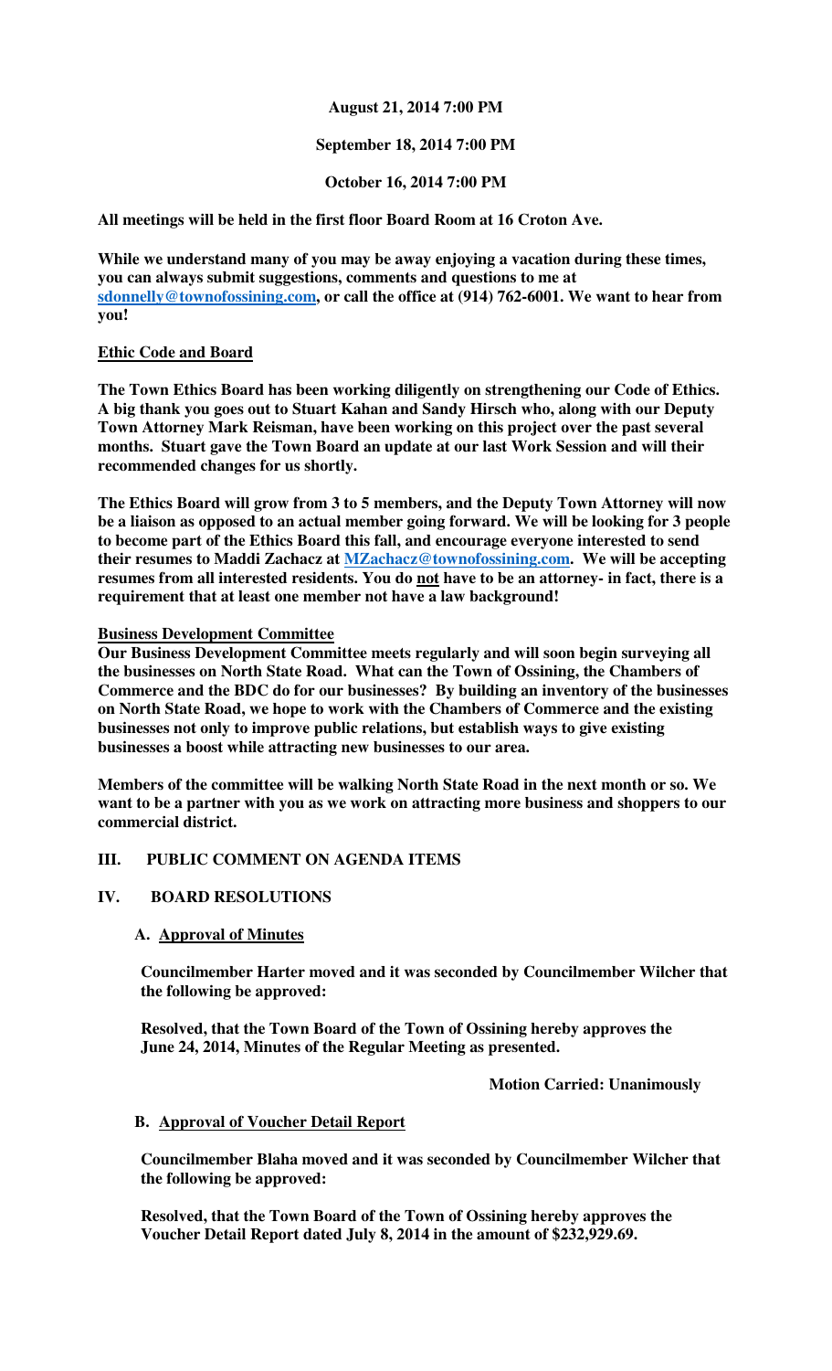**August 21, 2014 7:00 PM**

**September 18, 2014 7:00 PM**

**October 16, 2014 7:00 PM**

**All meetings will be held in the first floor Board Room at 16 Croton Ave.**

**While we understand many of you may be away enjoying a vacation during these times, you can always submit suggestions, comments and questions to me at sdonnelly@townofossining.com, or call the office at (914) 762-6001. We want to hear from you!**

**Ethic Code and Board**

**The Town Ethics Board has been working diligently on strengthening our Code of Ethics. A big thank you goes out to Stuart Kahan and Sandy Hirsch who, along with our Deputy Town Attorney Mark Reisman, have been working on this project over the past several months. Stuart gave the Town Board an update at our last Work Session and will their recommended changes for us shortly.**

**The Ethics Board will grow from 3 to 5 members, and the Deputy Town Attorney will now be a liaison as opposed to an actual member going forward. We will be looking for 3 people to become part of the Ethics Board this fall, and encourage everyone interested to send their resumes to Maddi Zachacz at MZachacz@townofossining.com. We will be accepting resumes from all interested residents. You do not have to be an attorney- in fact, there is a requirement that at least one member not have a law background!**

**Business Development Committee**

**Our Business Development Committee meets regularly and will soon begin surveying all the businesses on North State Road. What can the Town of Ossining, the Chambers of Commerce and the BDC do for our businesses? By building an inventory of the businesses on North State Road, we hope to work with the Chambers of Commerce and the existing businesses not only to improve public relations, but establish ways to give existing businesses a boost while attracting new businesses to our area.**

**Members of the committee will be walking North State Road in the next month or so. We want to be a partner with you as we work on attracting more business and shoppers to our commercial district.**

## III. PUBLIC COMMENT ON AGENDA ITEMS

## IV. BOARD RESOLUTIONS

### A. Approval of Minutes

**Councilmember Harter moved and it was seconded by Councilmember Wilcher that the following be approved:**

**Resolved, that the Town Board of the Town of Ossining hereby approves the June 24, 2014, Minutes of the Regular Meeting as presented.**

**Motion Carried: Unanimously**

### B. Approval of Voucher Detail Report

**Councilmember Blaha moved and it was seconded by Councilmember Wilcher that the following be approved:**

**Resolved, that the Town Board of the Town of Ossining hereby approves the Voucher Detail Report dated July 8, 2014 in the amount of $232,929.69.**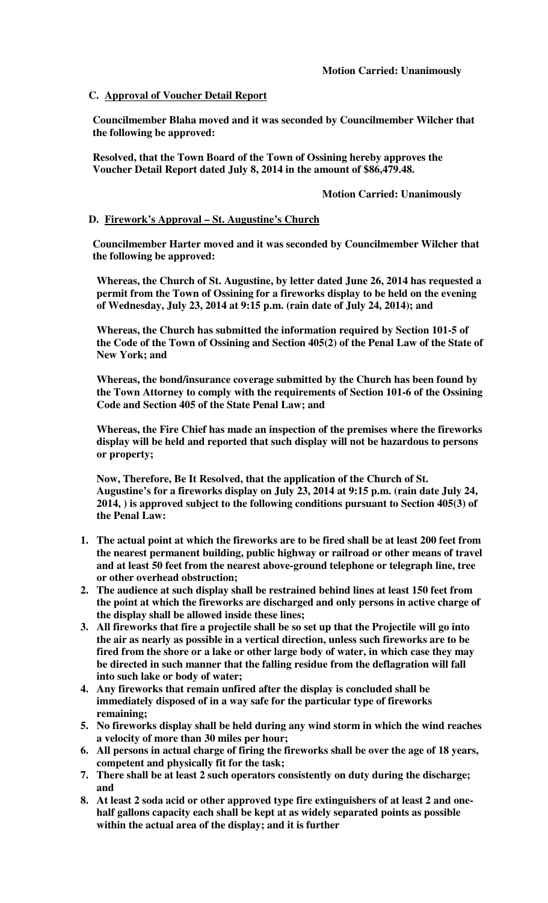**Motion Carried: Unanimously**

**C. <u>Approval of Voucher Detail Report</u>**

**Councilmember Blaha moved and it was seconded by Councilmember Wilcher that the following be approved:**

**Resolved, that the Town Board of the Town of Ossining hereby approves the Voucher Detail Report dated July 8, 2014 in the amount of $86,479.48.**

**Motion Carried: Unanimously**

**D. <u>Firework's Approval – St. Augustine's Church</u>**

**Councilmember Harter moved and it was seconded by Councilmember Wilcher that the following be approved:**

**Whereas, the Church of St. Augustine, by letter dated June 26, 2014 has requested a permit from the Town of Ossining for a fireworks display to be held on the evening of Wednesday, July 23, 2014 at 9:15 p.m. (rain date of July 24, 2014); and**

**Whereas, the Church has submitted the information required by Section 101-5 of the Code of the Town of Ossining and Section 405(2) of the Penal Law of the State of New York; and**

**Whereas, the bond/insurance coverage submitted by the Church has been found by the Town Attorney to comply with the requirements of Section 101-6 of the Ossining Code and Section 405 of the State Penal Law; and**

**Whereas, the Fire Chief has made an inspection of the premises where the fireworks display will be held and reported that such display will not be hazardous to persons or property;**

**Now, Therefore, Be It Resolved, that the application of the Church of St. Augustine's for a fireworks display on July 23, 2014 at 9:15 p.m. (rain date July 24, 2014, ) is approved subject to the following conditions pursuant to Section 405(3) of the Penal Law:**

1. **The actual point at which the fireworks are to be fired shall be at least 200 feet from the nearest permanent building, public highway or railroad or other means of travel and at least 50 feet from the nearest above-ground telephone or telegraph line, tree or other overhead obstruction;**
2. **The audience at such display shall be restrained behind lines at least 150 feet from the point at which the fireworks are discharged and only persons in active charge of the display shall be allowed inside these lines;**
3. **All fireworks that fire a projectile shall be so set up that the Projectile will go into the air as nearly as possible in a vertical direction, unless such fireworks are to be fired from the shore or a lake or other large body of water, in which case they may be directed in such manner that the falling residue from the deflagration will fall into such lake or body of water;**
4. **Any fireworks that remain unfired after the display is concluded shall be immediately disposed of in a way safe for the particular type of fireworks remaining;**
5. **No fireworks display shall be held during any wind storm in which the wind reaches a velocity of more than 30 miles per hour;**
6. **All persons in actual charge of firing the fireworks shall be over the age of 18 years, competent and physically fit for the task;**
7. **There shall be at least 2 such operators consistently on duty during the discharge; and**
8. **At least 2 soda acid or other approved type fire extinguishers of at least 2 and one-half gallons capacity each shall be kept at as widely separated points as possible within the actual area of the display; and it is further**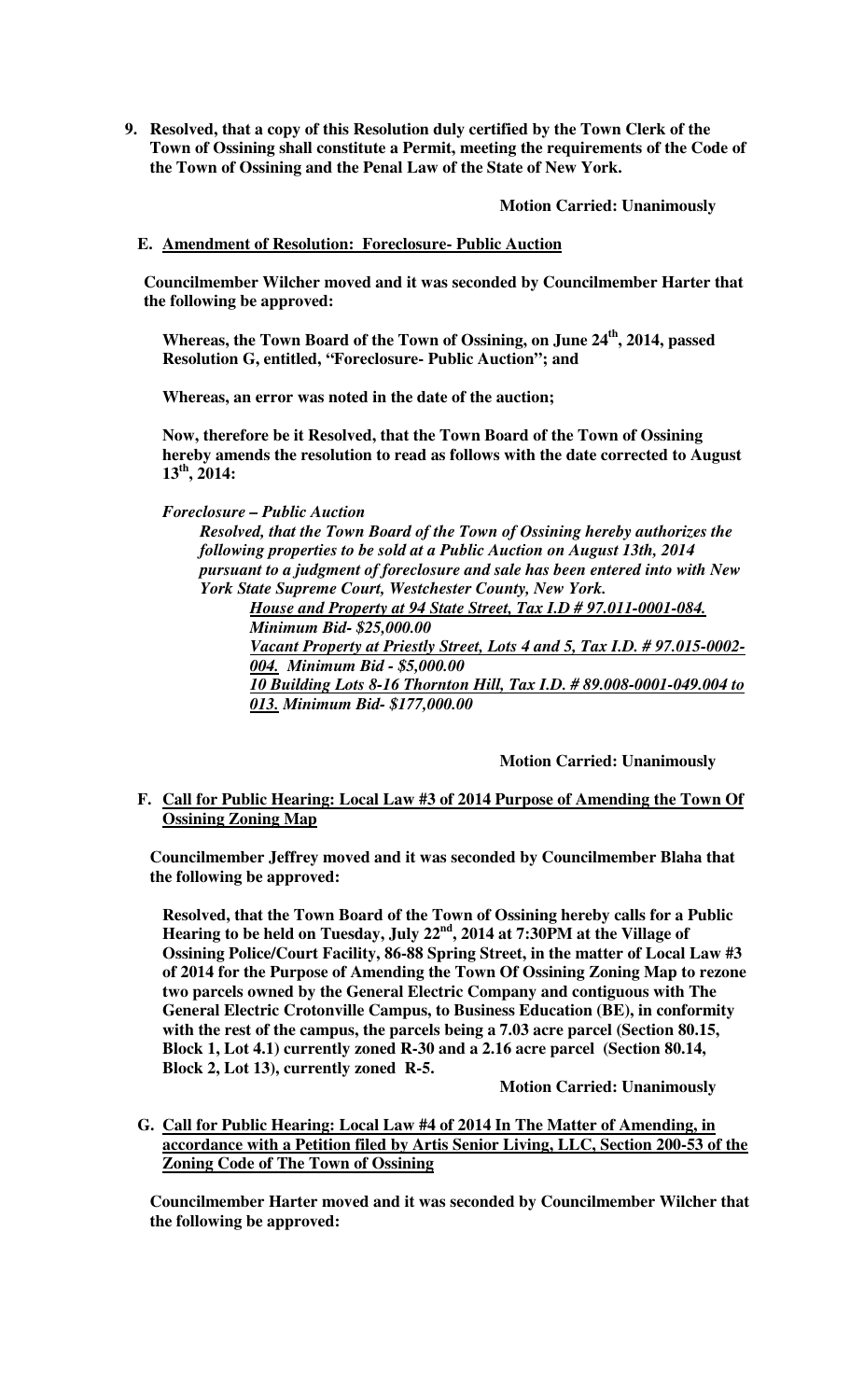**9. Resolved, that a copy of this Resolution duly certified by the Town Clerk of the Town of Ossining shall constitute a Permit, meeting the requirements of the Code of the Town of Ossining and the Penal Law of the State of New York.**

**Motion Carried: Unanimously**

**E. Amendment of Resolution: Foreclosure- Public Auction**

**Councilmember Wilcher moved and it was seconded by Councilmember Harter that the following be approved:**

**Whereas, the Town Board of the Town of Ossining, on June 24th, 2014, passed Resolution G, entitled, "Foreclosure- Public Auction"; and**

**Whereas, an error was noted in the date of the auction;**

**Now, therefore be it Resolved, that the Town Board of the Town of Ossining hereby amends the resolution to read as follows with the date corrected to August 13th, 2014:**

***Foreclosure – Public Auction***

***Resolved, that the Town Board of the Town of Ossining hereby authorizes the following properties to be sold at a Public Auction on August 13th, 2014 pursuant to a judgment of foreclosure and sale has been entered into with New York State Supreme Court, Westchester County, New York.***

***House and Property at 94 State Street, Tax I.D # 97.011-0001-084. Minimum Bid- $25,000.00***

***Vacant Property at Priestly Street, Lots 4 and 5, Tax I.D. # 97.015-0002-004. Minimum Bid - $5,000.00***

***10 Building Lots 8-16 Thornton Hill, Tax I.D. # 89.008-0001-049.004 to 013. Minimum Bid- $177,000.00***

**Motion Carried: Unanimously**

**F. Call for Public Hearing: Local Law #3 of 2014 Purpose of Amending the Town Of Ossining Zoning Map**

**Councilmember Jeffrey moved and it was seconded by Councilmember Blaha that the following be approved:**

**Resolved, that the Town Board of the Town of Ossining hereby calls for a Public Hearing to be held on Tuesday, July 22nd, 2014 at 7:30PM at the Village of Ossining Police/Court Facility, 86-88 Spring Street, in the matter of Local Law #3 of 2014 for the Purpose of Amending the Town Of Ossining Zoning Map to rezone two parcels owned by the General Electric Company and contiguous with The General Electric Crotonville Campus, to Business Education (BE), in conformity with the rest of the campus, the parcels being a 7.03 acre parcel (Section 80.15, Block 1, Lot 4.1) currently zoned R-30 and a 2.16 acre parcel (Section 80.14, Block 2, Lot 13), currently zoned R-5.**

**Motion Carried: Unanimously**

**G. Call for Public Hearing: Local Law #4 of 2014 In The Matter of Amending, in accordance with a Petition filed by Artis Senior Living, LLC, Section 200-53 of the Zoning Code of The Town of Ossining**

**Councilmember Harter moved and it was seconded by Councilmember Wilcher that the following be approved:**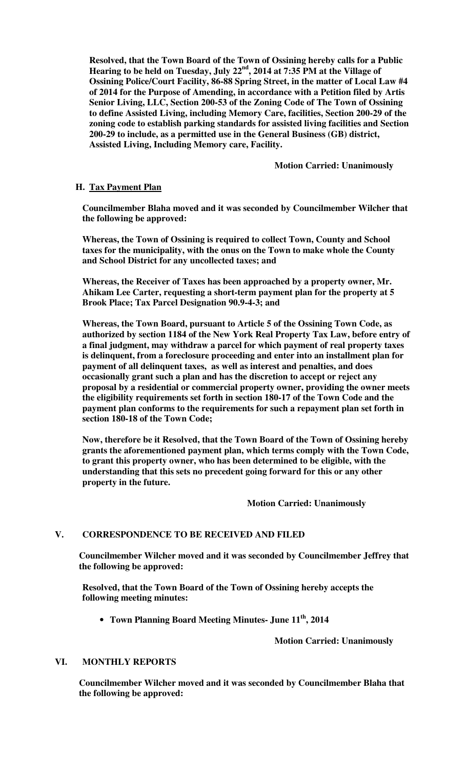**Resolved, that the Town Board of the Town of Ossining hereby calls for a Public Hearing to be held on Tuesday, July 22nd, 2014 at 7:35 PM at the Village of Ossining Police/Court Facility, 86-88 Spring Street, in the matter of Local Law #4 of 2014 for the Purpose of Amending, in accordance with a Petition filed by Artis Senior Living, LLC, Section 200-53 of the Zoning Code of The Town of Ossining to define Assisted Living, including Memory Care, facilities, Section 200-29 of the zoning code to establish parking standards for assisted living facilities and Section 200-29 to include, as a permitted use in the General Business (GB) district, Assisted Living, Including Memory care, Facility.**

**Motion Carried: Unanimously**

### H. Tax Payment Plan

**Councilmember Blaha moved and it was seconded by Councilmember Wilcher that the following be approved:**

**Whereas, the Town of Ossining is required to collect Town, County and School taxes for the municipality, with the onus on the Town to make whole the County and School District for any uncollected taxes; and**

**Whereas, the Receiver of Taxes has been approached by a property owner, Mr. Ahikam Lee Carter, requesting a short-term payment plan for the property at 5 Brook Place; Tax Parcel Designation 90.9-4-3; and**

**Whereas, the Town Board, pursuant to Article 5 of the Ossining Town Code, as authorized by section 1184 of the New York Real Property Tax Law, before entry of a final judgment, may withdraw a parcel for which payment of real property taxes is delinquent, from a foreclosure proceeding and enter into an installment plan for payment of all delinquent taxes, as well as interest and penalties, and does occasionally grant such a plan and has the discretion to accept or reject any proposal by a residential or commercial property owner, providing the owner meets the eligibility requirements set forth in section 180-17 of the Town Code and the payment plan conforms to the requirements for such a repayment plan set forth in section 180-18 of the Town Code;**

**Now, therefore be it Resolved, that the Town Board of the Town of Ossining hereby grants the aforementioned payment plan, which terms comply with the Town Code, to grant this property owner, who has been determined to be eligible, with the understanding that this sets no precedent going forward for this or any other property in the future.**

**Motion Carried: Unanimously**

## V. CORRESPONDENCE TO BE RECEIVED AND FILED

**Councilmember Wilcher moved and it was seconded by Councilmember Jeffrey that the following be approved:**

**Resolved, that the Town Board of the Town of Ossining hereby accepts the following meeting minutes:**

- **Town Planning Board Meeting Minutes- June 11th, 2014**

**Motion Carried: Unanimously**

## VI. MONTHLY REPORTS

**Councilmember Wilcher moved and it was seconded by Councilmember Blaha that the following be approved:**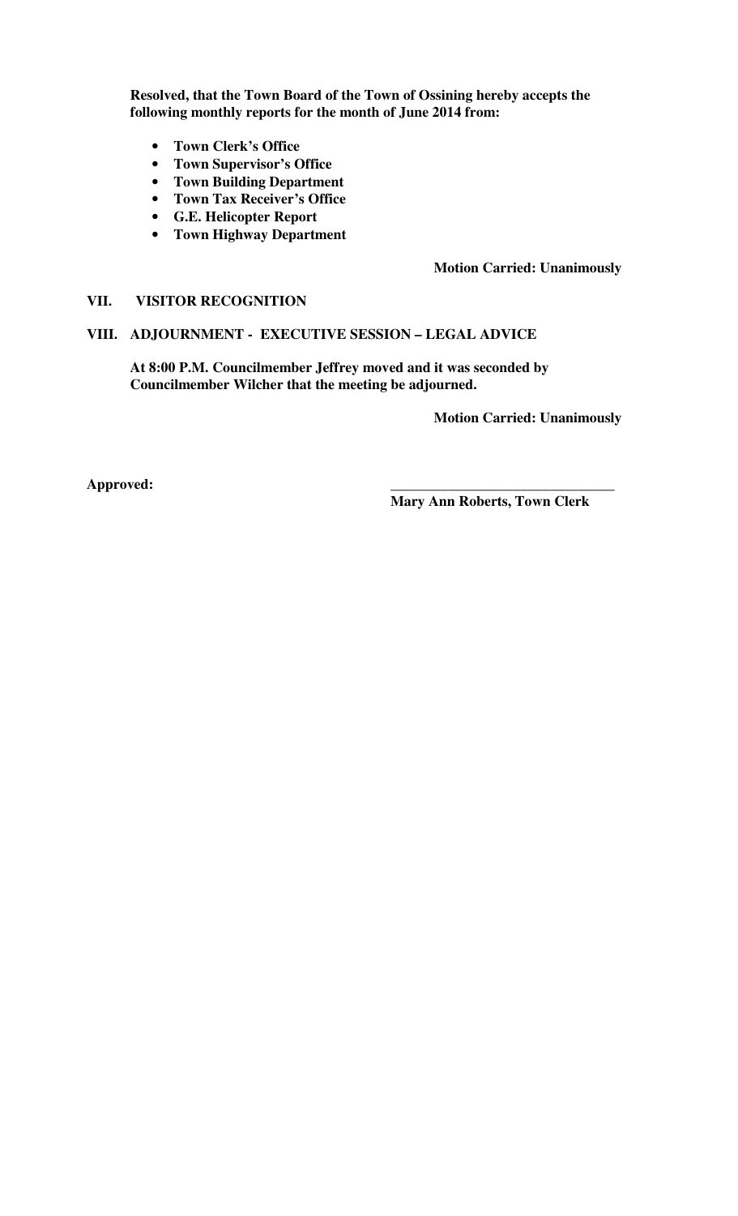**Resolved, that the Town Board of the Town of Ossining hereby accepts the following monthly reports for the month of June 2014 from:**

- **Town Clerk's Office**
- **Town Supervisor's Office**
- **Town Building Department**
- **Town Tax Receiver's Office**
- **G.E. Helicopter Report**
- **Town Highway Department**

**Motion Carried: Unanimously**

## VII. VISITOR RECOGNITION

## VIII. ADJOURNMENT - EXECUTIVE SESSION – LEGAL ADVICE

**At 8:00 P.M. Councilmember Jeffrey moved and it was seconded by Councilmember Wilcher that the meeting be adjourned.**

**Motion Carried: Unanimously**

**Approved:** \_\_\_\_\_\_\_\_\_\_\_\_\_\_\_\_\_\_\_\_\_\_\_\_\_\_\_\_\_\_\_

**Mary Ann Roberts, Town Clerk**